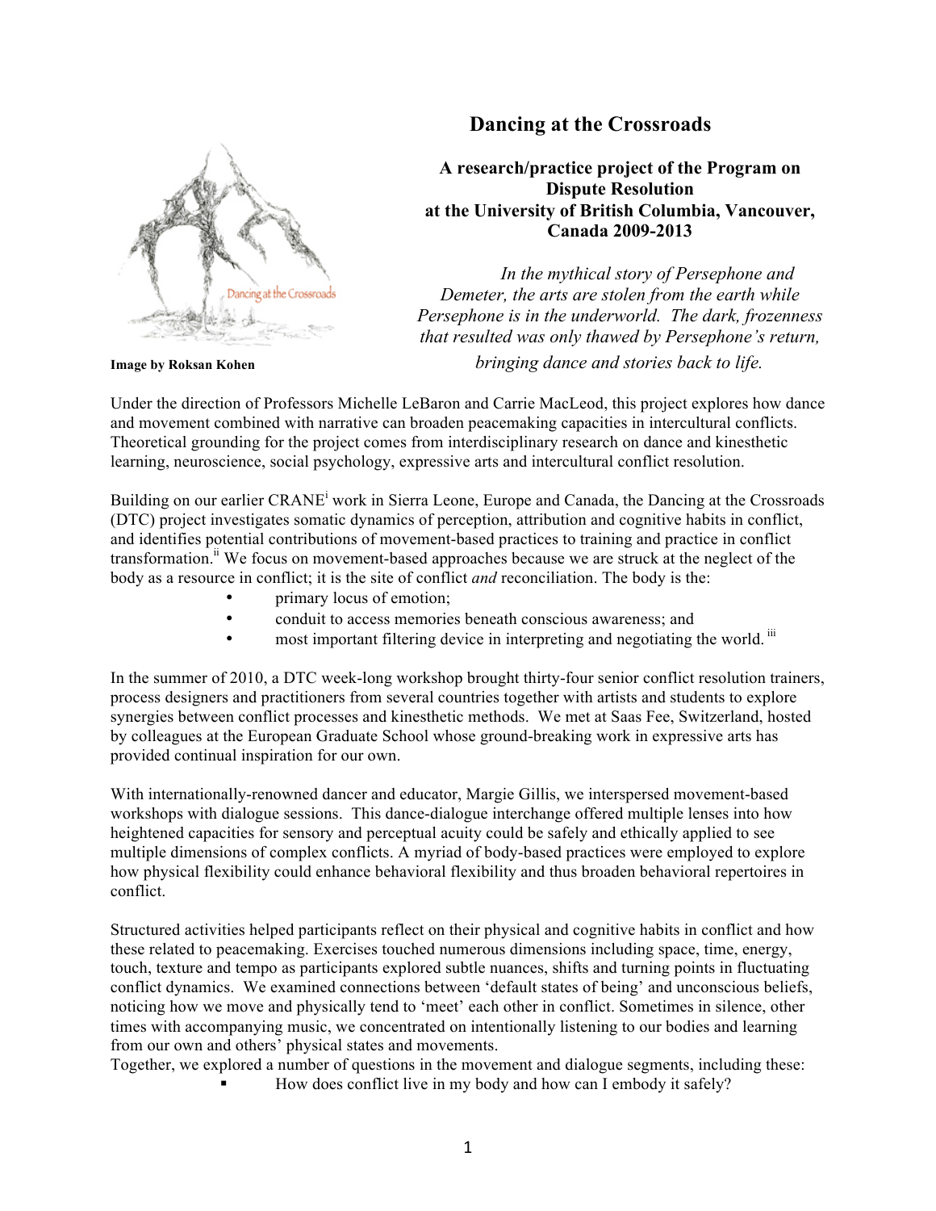# Dancing at the Crossroads

**A research/practice project of the Program on Dispute Resolution at the University of British Columbia, Vancouver, Canada 2009-2013**

**Image by Roksan Kohen**

*In the mythical story of Persephone and Demeter, the arts are stolen from the earth while Persephone is in the underworld. The dark, frozenness that resulted was only thawed by Persephone's return, bringing dance and stories back to life.*

Under the direction of Professors Michelle LeBaron and Carrie MacLeod, this project explores how dance and movement combined with narrative can broaden peacemaking capacities in intercultural conflicts. Theoretical grounding for the project comes from interdisciplinary research on dance and kinesthetic learning, neuroscience, social psychology, expressive arts and intercultural conflict resolution.

Building on our earlier CRANE[i] work in Sierra Leone, Europe and Canada, the Dancing at the Crossroads (DTC) project investigates somatic dynamics of perception, attribution and cognitive habits in conflict, and identifies potential contributions of movement-based practices to training and practice in conflict transformation.[ii] We focus on movement-based approaches because we are struck at the neglect of the body as a resource in conflict; it is the site of conflict *and* reconciliation. The body is the:

- primary locus of emotion;
- conduit to access memories beneath conscious awareness; and
- most important filtering device in interpreting and negotiating the world.[iii]

In the summer of 2010, a DTC week-long workshop brought thirty-four senior conflict resolution trainers, process designers and practitioners from several countries together with artists and students to explore synergies between conflict processes and kinesthetic methods. We met at Saas Fee, Switzerland, hosted by colleagues at the European Graduate School whose ground-breaking work in expressive arts has provided continual inspiration for our own.

With internationally-renowned dancer and educator, Margie Gillis, we interspersed movement-based workshops with dialogue sessions. This dance-dialogue interchange offered multiple lenses into how heightened capacities for sensory and perceptual acuity could be safely and ethically applied to see multiple dimensions of complex conflicts. A myriad of body-based practices were employed to explore how physical flexibility could enhance behavioral flexibility and thus broaden behavioral repertoires in conflict.

Structured activities helped participants reflect on their physical and cognitive habits in conflict and how these related to peacemaking. Exercises touched numerous dimensions including space, time, energy, touch, texture and tempo as participants explored subtle nuances, shifts and turning points in fluctuating conflict dynamics. We examined connections between 'default states of being' and unconscious beliefs, noticing how we move and physically tend to 'meet' each other in conflict. Sometimes in silence, other times with accompanying music, we concentrated on intentionally listening to our bodies and learning from our own and others' physical states and movements.

Together, we explored a number of questions in the movement and dialogue segments, including these:

- How does conflict live in my body and how can I embody it safely?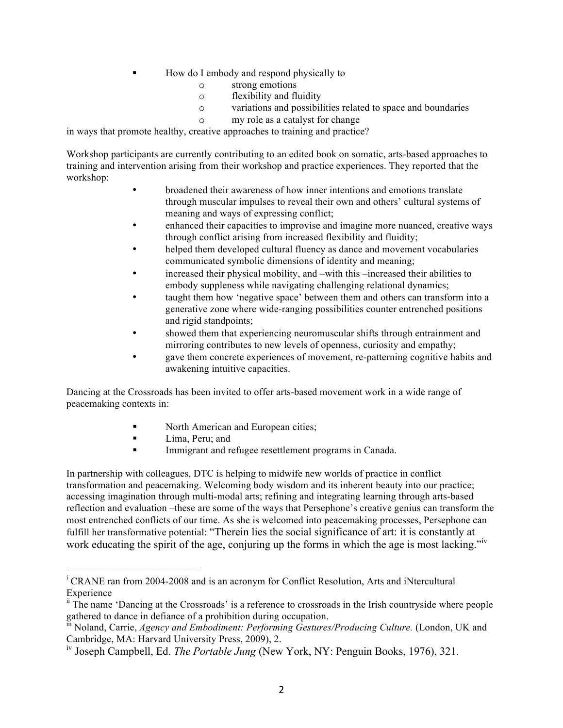- How do I embody and respond physically to
    - strong emotions
    - flexibility and fluidity
    - variations and possibilities related to space and boundaries
    - my role as a catalyst for change

in ways that promote healthy, creative approaches to training and practice?

Workshop participants are currently contributing to an edited book on somatic, arts-based approaches to training and intervention arising from their workshop and practice experiences. They reported that the workshop:

- broadened their awareness of how inner intentions and emotions translate through muscular impulses to reveal their own and others' cultural systems of meaning and ways of expressing conflict;
- enhanced their capacities to improvise and imagine more nuanced, creative ways through conflict arising from increased flexibility and fluidity;
- helped them developed cultural fluency as dance and movement vocabularies communicated symbolic dimensions of identity and meaning;
- increased their physical mobility, and –with this –increased their abilities to embody suppleness while navigating challenging relational dynamics;
- taught them how 'negative space' between them and others can transform into a generative zone where wide-ranging possibilities counter entrenched positions and rigid standpoints;
- showed them that experiencing neuromuscular shifts through entrainment and mirroring contributes to new levels of openness, curiosity and empathy;
- gave them concrete experiences of movement, re-patterning cognitive habits and awakening intuitive capacities.

Dancing at the Crossroads has been invited to offer arts-based movement work in a wide range of peacemaking contexts in:

- North American and European cities;
- Lima, Peru; and
- Immigrant and refugee resettlement programs in Canada.

In partnership with colleagues, DTC is helping to midwife new worlds of practice in conflict transformation and peacemaking. Welcoming body wisdom and its inherent beauty into our practice; accessing imagination through multi-modal arts; refining and integrating learning through arts-based reflection and evaluation –these are some of the ways that Persephone's creative genius can transform the most entrenched conflicts of our time. As she is welcomed into peacemaking processes, Persephone can fulfill her transformative potential: "Therein lies the social significance of art: it is constantly at work educating the spirit of the age, conjuring up the forms in which the age is most lacking."[iv]

---

[i] CRANE ran from 2004-2008 and is an acronym for Conflict Resolution, Arts and iNtercultural Experience

[ii] The name 'Dancing at the Crossroads' is a reference to crossroads in the Irish countryside where people gathered to dance in defiance of a prohibition during occupation.

[iii] Noland, Carrie, *Agency and Embodiment: Performing Gestures/Producing Culture.* (London, UK and Cambridge, MA: Harvard University Press, 2009), 2.

[iv] Joseph Campbell, Ed. *The Portable Jung* (New York, NY: Penguin Books, 1976), 321.